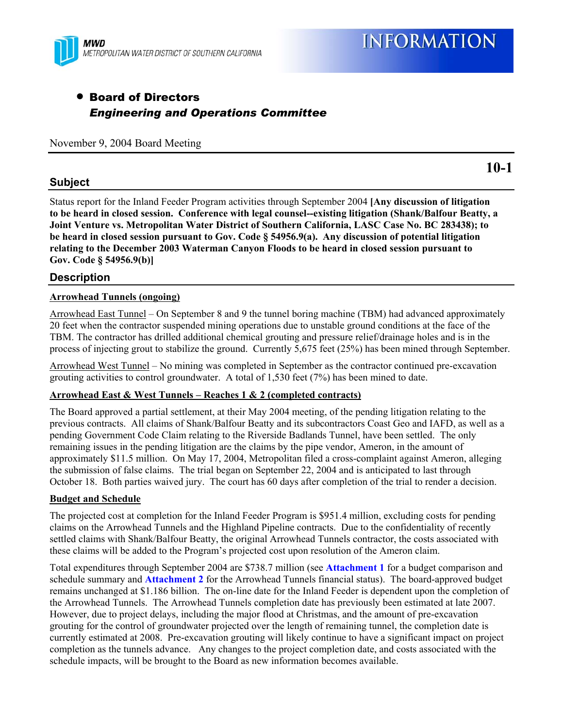MWD
METROPOLITAN WATER DISTRICT OF SOUTHERN CALIFORNIA

# INFORMATION

- **Board of Directors**
  ***Engineering and Operations Committee***

November 9, 2004 Board Meeting

**10-1**

## Subject

Status report for the Inland Feeder Program activities through September 2004 **[Any discussion of litigation to be heard in closed session. Conference with legal counsel--existing litigation (Shank/Balfour Beatty, a Joint Venture vs. Metropolitan Water District of Southern California, LASC Case No. BC 283438); to be heard in closed session pursuant to Gov. Code § 54956.9(a). Any discussion of potential litigation relating to the December 2003 Waterman Canyon Floods to be heard in closed session pursuant to Gov. Code § 54956.9(b)]**

## Description

**Arrowhead Tunnels (ongoing)**

Arrowhead East Tunnel – On September 8 and 9 the tunnel boring machine (TBM) had advanced approximately 20 feet when the contractor suspended mining operations due to unstable ground conditions at the face of the TBM. The contractor has drilled additional chemical grouting and pressure relief/drainage holes and is in the process of injecting grout to stabilize the ground. Currently 5,675 feet (25%) has been mined through September.

Arrowhead West Tunnel – No mining was completed in September as the contractor continued pre-excavation grouting activities to control groundwater. A total of 1,530 feet (7%) has been mined to date.

**Arrowhead East & West Tunnels – Reaches 1 & 2 (completed contracts)**

The Board approved a partial settlement, at their May 2004 meeting, of the pending litigation relating to the previous contracts. All claims of Shank/Balfour Beatty and its subcontractors Coast Geo and IAFD, as well as a pending Government Code Claim relating to the Riverside Badlands Tunnel, have been settled. The only remaining issues in the pending litigation are the claims by the pipe vendor, Ameron, in the amount of approximately $11.5 million. On May 17, 2004, Metropolitan filed a cross-complaint against Ameron, alleging the submission of false claims. The trial began on September 22, 2004 and is anticipated to last through October 18. Both parties waived jury. The court has 60 days after completion of the trial to render a decision.

**Budget and Schedule**

The projected cost at completion for the Inland Feeder Program is $951.4 million, excluding costs for pending claims on the Arrowhead Tunnels and the Highland Pipeline contracts. Due to the confidentiality of recently settled claims with Shank/Balfour Beatty, the original Arrowhead Tunnels contractor, the costs associated with these claims will be added to the Program's projected cost upon resolution of the Ameron claim.

Total expenditures through September 2004 are $738.7 million (see **Attachment 1** for a budget comparison and schedule summary and **Attachment 2** for the Arrowhead Tunnels financial status). The board-approved budget remains unchanged at $1.186 billion. The on-line date for the Inland Feeder is dependent upon the completion of the Arrowhead Tunnels. The Arrowhead Tunnels completion date has previously been estimated at late 2007. However, due to project delays, including the major flood at Christmas, and the amount of pre-excavation grouting for the control of groundwater projected over the length of remaining tunnel, the completion date is currently estimated at 2008. Pre-excavation grouting will likely continue to have a significant impact on project completion as the tunnels advance. Any changes to the project completion date, and costs associated with the schedule impacts, will be brought to the Board as new information becomes available.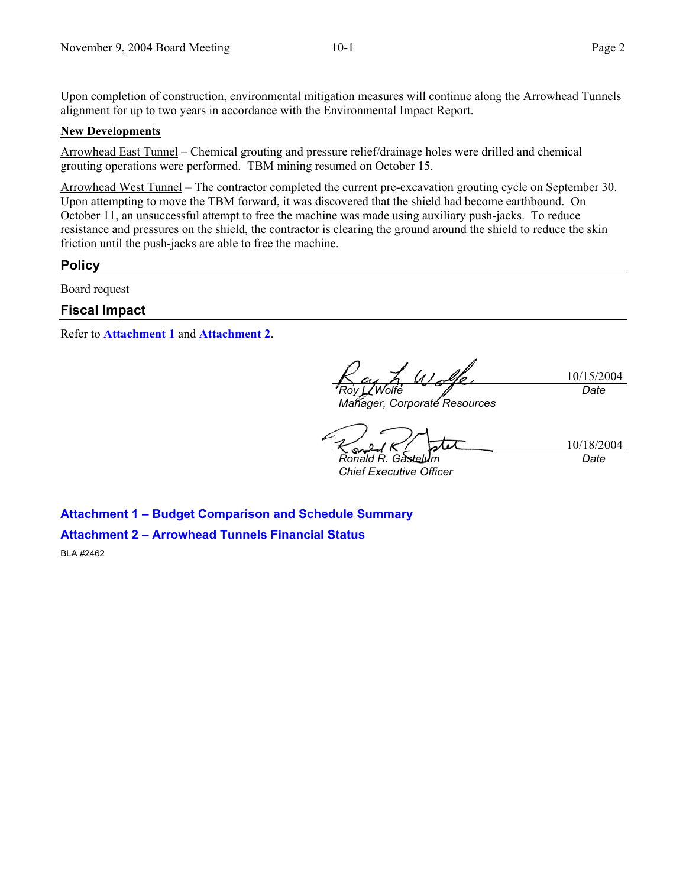Upon completion of construction, environmental mitigation measures will continue along the Arrowhead Tunnels alignment for up to two years in accordance with the Environmental Impact Report.

**New Developments**

Arrowhead East Tunnel – Chemical grouting and pressure relief/drainage holes were drilled and chemical grouting operations were performed. TBM mining resumed on October 15.

Arrowhead West Tunnel – The contractor completed the current pre-excavation grouting cycle on September 30. Upon attempting to move the TBM forward, it was discovered that the shield had become earthbound. On October 11, an unsuccessful attempt to free the machine was made using auxiliary push-jacks. To reduce resistance and pressures on the shield, the contractor is clearing the ground around the shield to reduce the skin friction until the push-jacks are able to free the machine.

## Policy

Board request

## Fiscal Impact

Refer to **Attachment 1** and **Attachment 2**.

*Roy L. Wolfe*
*Manager, Corporate Resources*
10/15/2004
*Date*

*Ronald R. Gastelum*
*Chief Executive Officer*
10/18/2004
*Date*

**Attachment 1 – Budget Comparison and Schedule Summary**

**Attachment 2 – Arrowhead Tunnels Financial Status**

BLA #2462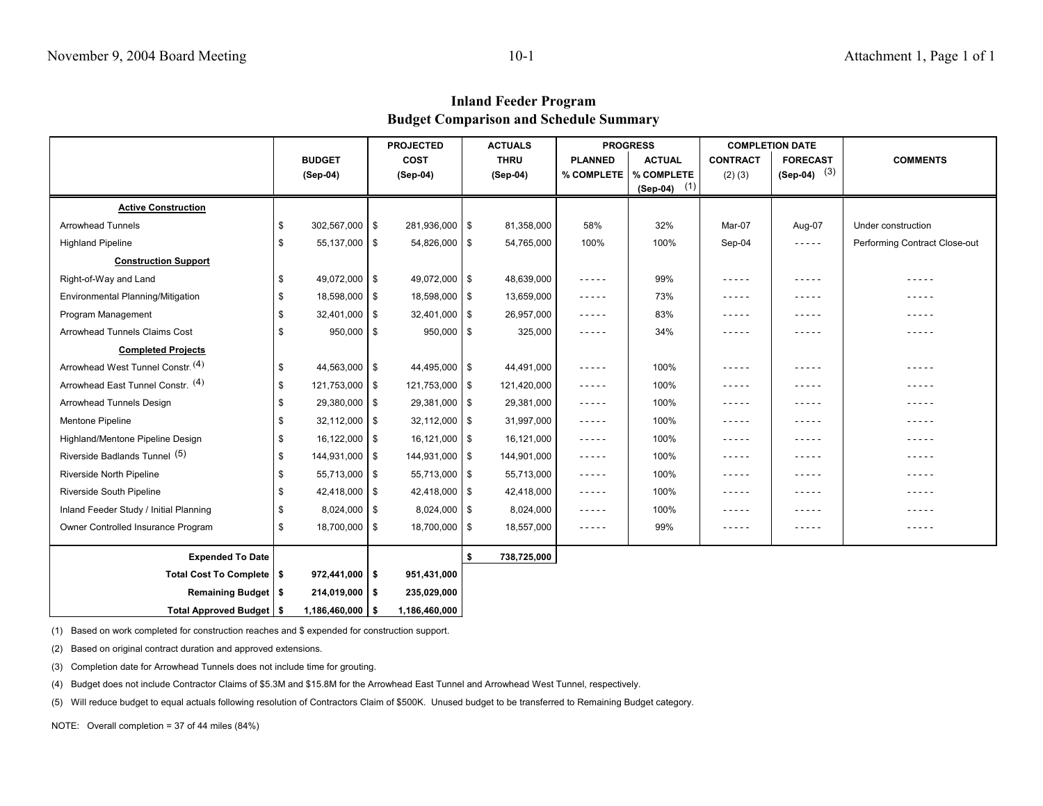# Inland Feeder Program
## Budget Comparison and Schedule Summary

| | BUDGET (Sep-04) | PROJECTED COST (Sep-04) | ACTUALS THRU (Sep-04) | PROGRESS | | COMPLETION DATE | | COMMENTS |
|---|---|---|---|---|---|---|---|---|
| | | | | PLANNED % COMPLETE | ACTUAL % COMPLETE (Sep-04) (1) | CONTRACT (2) (3) | FORECAST (Sep-04) (3) | |
| **Active Construction** | | | | | | | | |
| Arrowhead Tunnels | $ 302,567,000 | $ 281,936,000 | $ 81,358,000 | 58% | 32% | Mar-07 | Aug-07 | Under construction |
| Highland Pipeline | $ 55,137,000 | $ 54,826,000 | $ 54,765,000 | 100% | 100% | Sep-04 | - - - - - | Performing Contract Close-out |
| **Construction Support** | | | | | | | | |
| Right-of-Way and Land | $ 49,072,000 | $ 49,072,000 | $ 48,639,000 | - - - - - | 99% | - - - - - | - - - - - | - - - - - |
| Environmental Planning/Mitigation | $ 18,598,000 | $ 18,598,000 | $ 13,659,000 | - - - - - | 73% | - - - - - | - - - - - | - - - - - |
| Program Management | $ 32,401,000 | $ 32,401,000 | $ 26,957,000 | - - - - - | 83% | - - - - - | - - - - - | - - - - - |
| Arrowhead Tunnels Claims Cost | $ 950,000 | $ 950,000 | $ 325,000 | - - - - - | 34% | - - - - - | - - - - - | - - - - - |
| **Completed Projects** | | | | | | | | |
| Arrowhead West Tunnel Constr. (4) | $ 44,563,000 | $ 44,495,000 | $ 44,491,000 | - - - - - | 100% | - - - - - | - - - - - | - - - - - |
| Arrowhead East Tunnel Constr. (4) | $ 121,753,000 | $ 121,753,000 | $ 121,420,000 | - - - - - | 100% | - - - - - | - - - - - | - - - - - |
| Arrowhead Tunnels Design | $ 29,380,000 | $ 29,381,000 | $ 29,381,000 | - - - - - | 100% | - - - - - | - - - - - | - - - - - |
| Mentone Pipeline | $ 32,112,000 | $ 32,112,000 | $ 31,997,000 | - - - - - | 100% | - - - - - | - - - - - | - - - - - |
| Highland/Mentone Pipeline Design | $ 16,122,000 | $ 16,121,000 | $ 16,121,000 | - - - - - | 100% | - - - - - | - - - - - | - - - - - |
| Riverside Badlands Tunnel (5) | $ 144,931,000 | $ 144,931,000 | $ 144,901,000 | - - - - - | 100% | - - - - - | - - - - - | - - - - - |
| Riverside North Pipeline | $ 55,713,000 | $ 55,713,000 | $ 55,713,000 | - - - - - | 100% | - - - - - | - - - - - | - - - - - |
| Riverside South Pipeline | $ 42,418,000 | $ 42,418,000 | $ 42,418,000 | - - - - - | 100% | - - - - - | - - - - - | - - - - - |
| Inland Feeder Study / Initial Planning | $ 8,024,000 | $ 8,024,000 | $ 8,024,000 | - - - - - | 100% | - - - - - | - - - - - | - - - - - |
| Owner Controlled Insurance Program | $ 18,700,000 | $ 18,700,000 | $ 18,557,000 | - - - - - | 99% | - - - - - | - - - - - | - - - - - |
| **Expended To Date** | | | **$ 738,725,000** | | | | | |
| **Total Cost To Complete** | **$ 972,441,000** | **$ 951,431,000** | | | | | | |
| **Remaining Budget** | **$ 214,019,000** | **$ 235,029,000** | | | | | | |
| **Total Approved Budget** | **$ 1,186,460,000** | **$ 1,186,460,000** | | | | | | |

(1) Based on work completed for construction reaches and $ expended for construction support.

(2) Based on original contract duration and approved extensions.

(3) Completion date for Arrowhead Tunnels does not include time for grouting.

(4) Budget does not include Contractor Claims of $5.3M and $15.8M for the Arrowhead East Tunnel and Arrowhead West Tunnel, respectively.

(5) Will reduce budget to equal actuals following resolution of Contractors Claim of $500K. Unused budget to be transferred to Remaining Budget category.

NOTE: Overall completion = 37 of 44 miles (84%)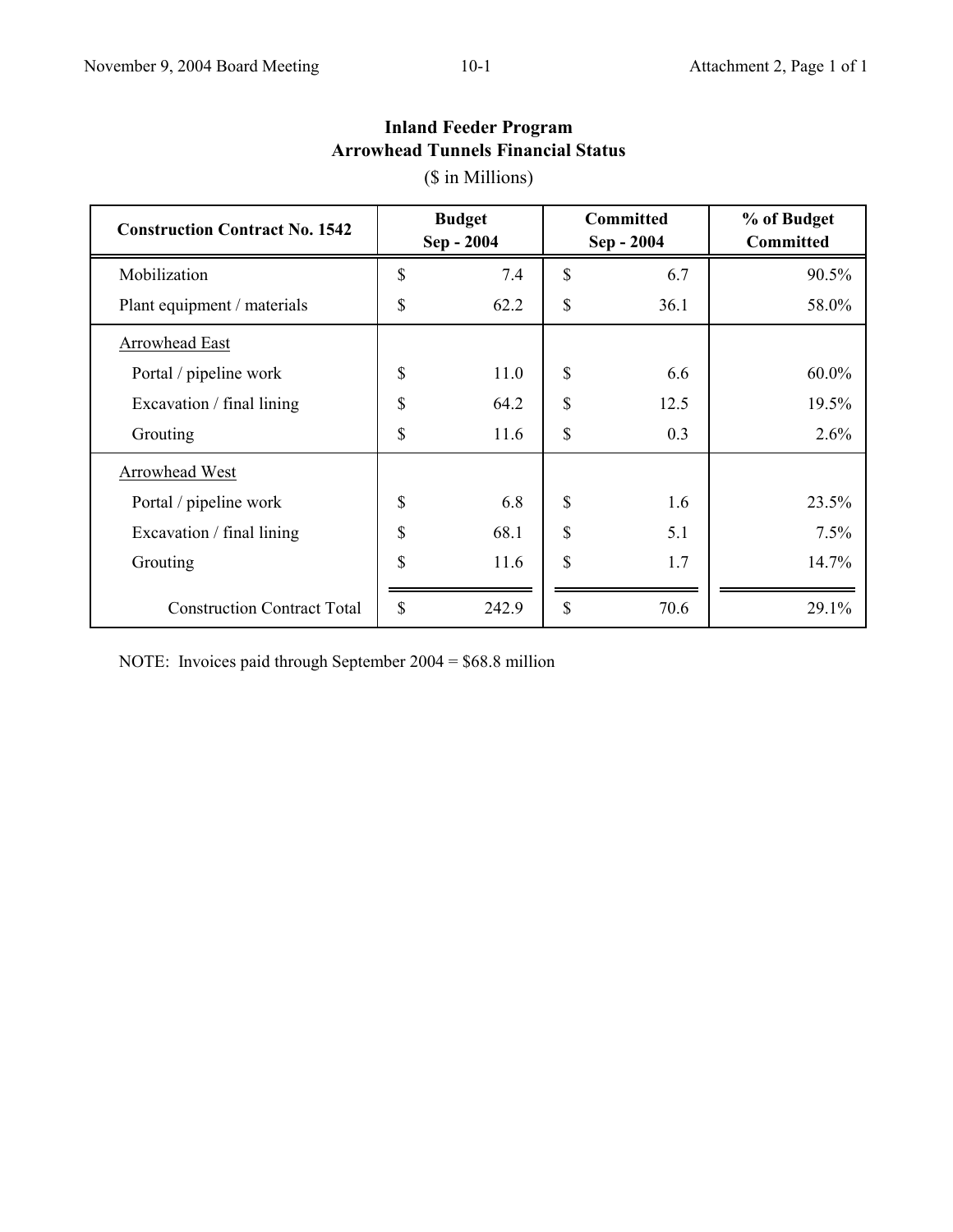## Inland Feeder Program
## Arrowhead Tunnels Financial Status

($ in Millions)

| Construction Contract No. 1542 | Budget Sep - 2004 | Committed Sep - 2004 | % of Budget Committed |
|---|---|---|---|
| Mobilization | $ 7.4 | $ 6.7 | 90.5% |
| Plant equipment / materials | $ 62.2 | $ 36.1 | 58.0% |
| Arrowhead East | | | |
| Portal / pipeline work | $ 11.0 | $ 6.6 | 60.0% |
| Excavation / final lining | $ 64.2 | $ 12.5 | 19.5% |
| Grouting | $ 11.6 | $ 0.3 | 2.6% |
| Arrowhead West | | | |
| Portal / pipeline work | $ 6.8 | $ 1.6 | 23.5% |
| Excavation / final lining | $ 68.1 | $ 5.1 | 7.5% |
| Grouting | $ 11.6 | $ 1.7 | 14.7% |
| Construction Contract Total | $ 242.9 | $ 70.6 | 29.1% |

NOTE: Invoices paid through September 2004 = $68.8 million